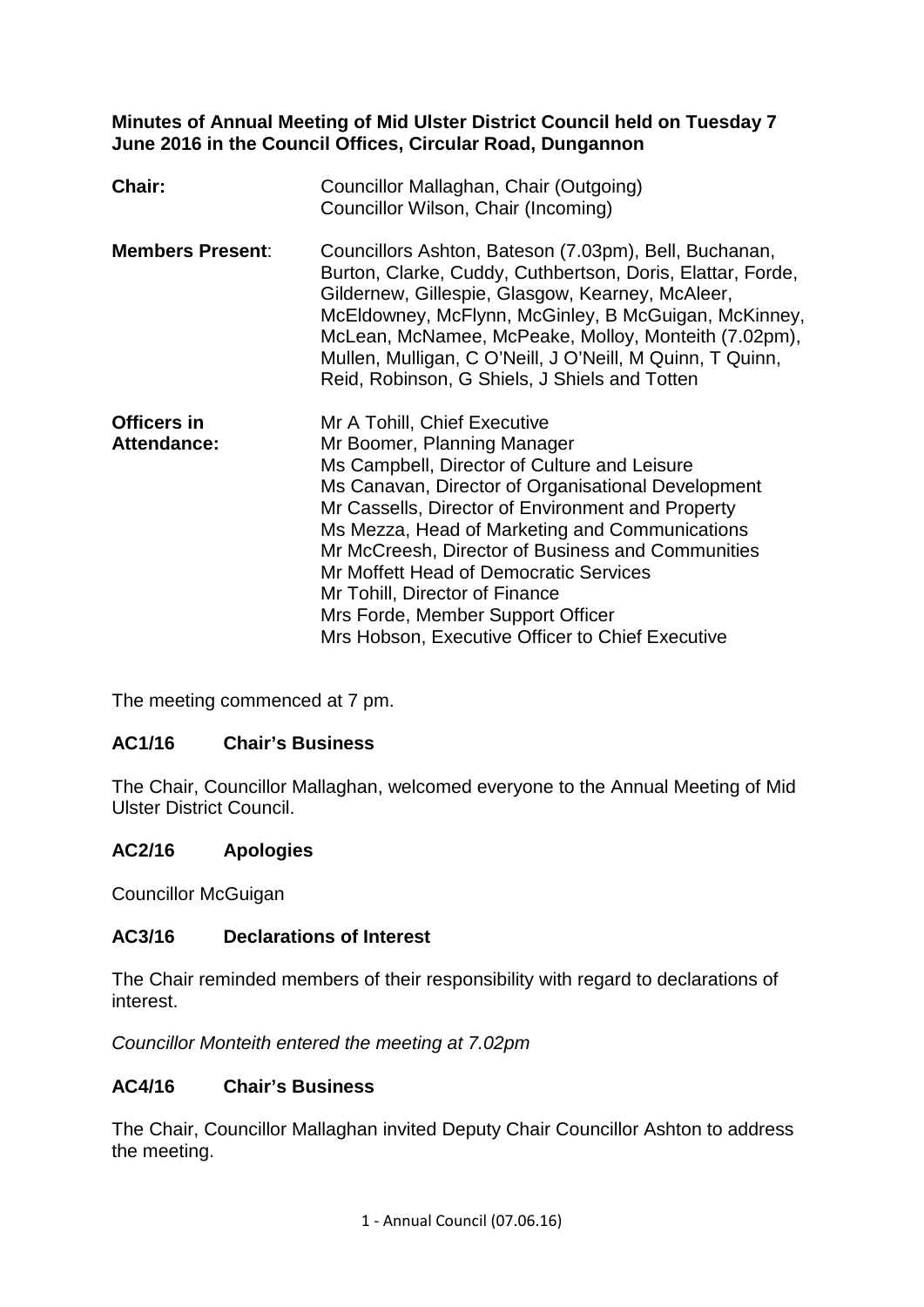**Minutes of Annual Meeting of Mid Ulster District Council held on Tuesday 7 June 2016 in the Council Offices, Circular Road, Dungannon**

| | |
|---|---|
| **Chair:** | Councillor Mallaghan, Chair (Outgoing)<br>Councillor Wilson, Chair (Incoming) |
| **Members Present**: | Councillors Ashton, Bateson (7.03pm), Bell, Buchanan, Burton, Clarke, Cuddy, Cuthbertson, Doris, Elattar, Forde, Gildernew, Gillespie, Glasgow, Kearney, McAleer, McEldowney, McFlynn, McGinley, B McGuigan, McKinney, McLean, McNamee, McPeake, Molloy, Monteith (7.02pm), Mullen, Mulligan, C O'Neill, J O'Neill, M Quinn, T Quinn, Reid, Robinson, G Shiels, J Shiels and Totten |
| **Officers in Attendance:** | Mr A Tohill, Chief Executive<br>Mr Boomer, Planning Manager<br>Ms Campbell, Director of Culture and Leisure<br>Ms Canavan, Director of Organisational Development<br>Mr Cassells, Director of Environment and Property<br>Ms Mezza, Head of Marketing and Communications<br>Mr McCreesh, Director of Business and Communities<br>Mr Moffett Head of Democratic Services<br>Mr Tohill, Director of Finance<br>Mrs Forde, Member Support Officer<br>Mrs Hobson, Executive Officer to Chief Executive |

The meeting commenced at 7 pm.

### AC1/16 Chair's Business

The Chair, Councillor Mallaghan, welcomed everyone to the Annual Meeting of Mid Ulster District Council.

### AC2/16 Apologies

Councillor McGuigan

### AC3/16 Declarations of Interest

The Chair reminded members of their responsibility with regard to declarations of interest.

*Councillor Monteith entered the meeting at 7.02pm*

### AC4/16 Chair's Business

The Chair, Councillor Mallaghan invited Deputy Chair Councillor Ashton to address the meeting.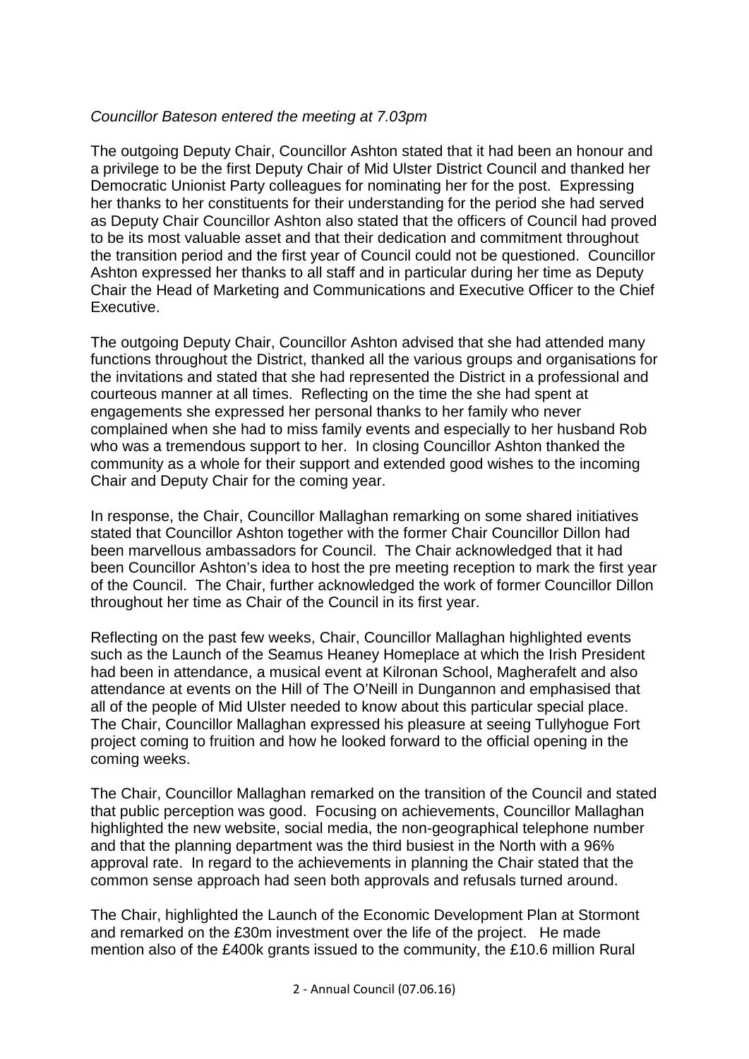*Councillor Bateson entered the meeting at 7.03pm*

The outgoing Deputy Chair, Councillor Ashton stated that it had been an honour and a privilege to be the first Deputy Chair of Mid Ulster District Council and thanked her Democratic Unionist Party colleagues for nominating her for the post. Expressing her thanks to her constituents for their understanding for the period she had served as Deputy Chair Councillor Ashton also stated that the officers of Council had proved to be its most valuable asset and that their dedication and commitment throughout the transition period and the first year of Council could not be questioned. Councillor Ashton expressed her thanks to all staff and in particular during her time as Deputy Chair the Head of Marketing and Communications and Executive Officer to the Chief Executive.

The outgoing Deputy Chair, Councillor Ashton advised that she had attended many functions throughout the District, thanked all the various groups and organisations for the invitations and stated that she had represented the District in a professional and courteous manner at all times. Reflecting on the time the she had spent at engagements she expressed her personal thanks to her family who never complained when she had to miss family events and especially to her husband Rob who was a tremendous support to her. In closing Councillor Ashton thanked the community as a whole for their support and extended good wishes to the incoming Chair and Deputy Chair for the coming year.

In response, the Chair, Councillor Mallaghan remarking on some shared initiatives stated that Councillor Ashton together with the former Chair Councillor Dillon had been marvellous ambassadors for Council. The Chair acknowledged that it had been Councillor Ashton's idea to host the pre meeting reception to mark the first year of the Council. The Chair, further acknowledged the work of former Councillor Dillon throughout her time as Chair of the Council in its first year.

Reflecting on the past few weeks, Chair, Councillor Mallaghan highlighted events such as the Launch of the Seamus Heaney Homeplace at which the Irish President had been in attendance, a musical event at Kilronan School, Magherafelt and also attendance at events on the Hill of The O'Neill in Dungannon and emphasised that all of the people of Mid Ulster needed to know about this particular special place. The Chair, Councillor Mallaghan expressed his pleasure at seeing Tullyhogue Fort project coming to fruition and how he looked forward to the official opening in the coming weeks.

The Chair, Councillor Mallaghan remarked on the transition of the Council and stated that public perception was good. Focusing on achievements, Councillor Mallaghan highlighted the new website, social media, the non-geographical telephone number and that the planning department was the third busiest in the North with a 96% approval rate. In regard to the achievements in planning the Chair stated that the common sense approach had seen both approvals and refusals turned around.

The Chair, highlighted the Launch of the Economic Development Plan at Stormont and remarked on the £30m investment over the life of the project. He made mention also of the £400k grants issued to the community, the £10.6 million Rural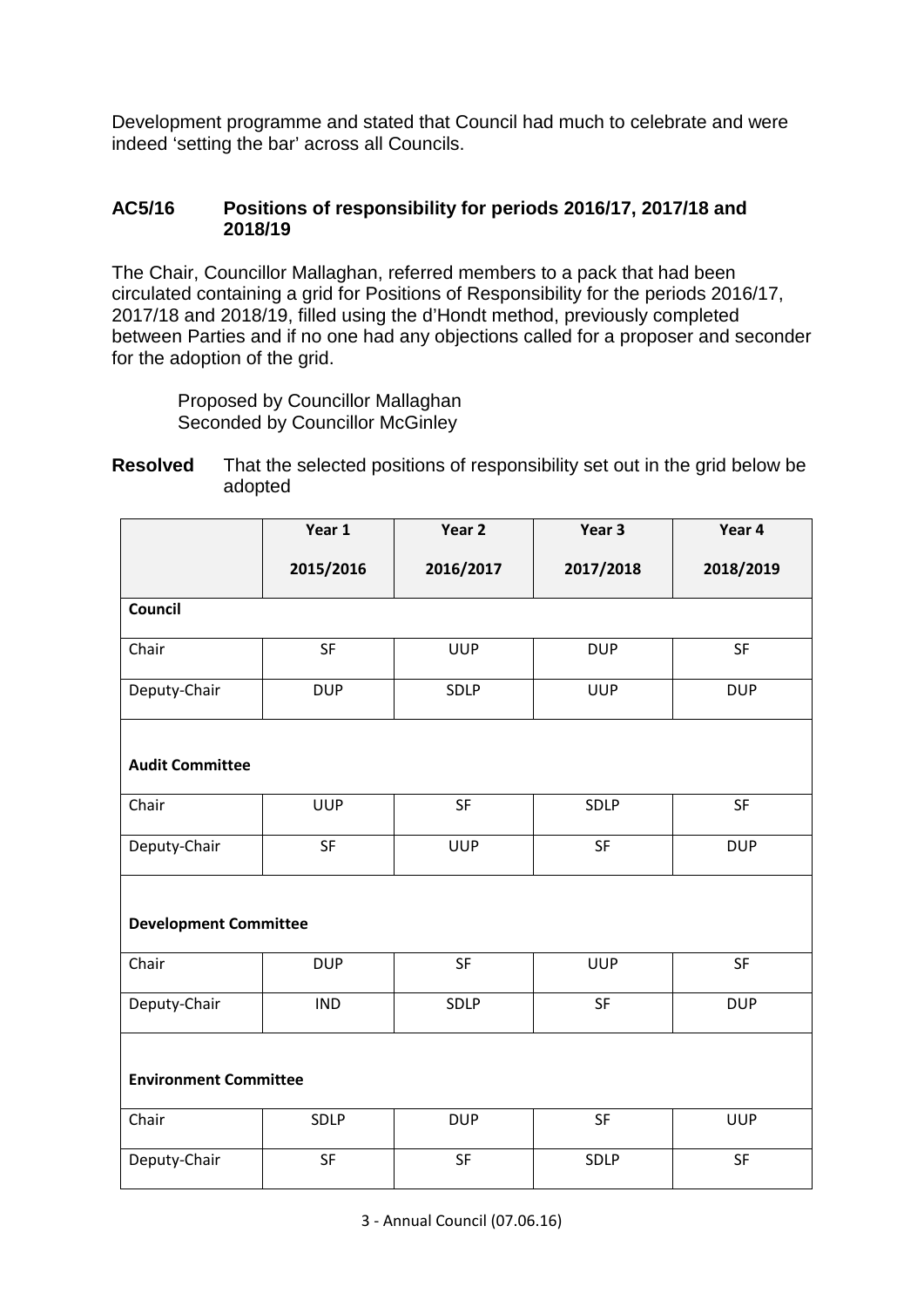Development programme and stated that Council had much to celebrate and were indeed 'setting the bar' across all Councils.

### AC5/16 Positions of responsibility for periods 2016/17, 2017/18 and 2018/19

The Chair, Councillor Mallaghan, referred members to a pack that had been circulated containing a grid for Positions of Responsibility for the periods 2016/17, 2017/18 and 2018/19, filled using the d'Hondt method, previously completed between Parties and if no one had any objections called for a proposer and seconder for the adoption of the grid.

Proposed by Councillor Mallaghan
Seconded by Councillor McGinley

**Resolved** That the selected positions of responsibility set out in the grid below be adopted

| | Year 1 2015/2016 | Year 2 2016/2017 | Year 3 2017/2018 | Year 4 2018/2019 |
|---|---|---|---|---|
| **Council** | | | | |
| Chair | SF | UUP | DUP | SF |
| Deputy-Chair | DUP | SDLP | UUP | DUP |
| **Audit Committee** | | | | |
| Chair | UUP | SF | SDLP | SF |
| Deputy-Chair | SF | UUP | SF | DUP |
| **Development Committee** | | | | |
| Chair | DUP | SF | UUP | SF |
| Deputy-Chair | IND | SDLP | SF | DUP |
| **Environment Committee** | | | | |
| Chair | SDLP | DUP | SF | UUP |
| Deputy-Chair | SF | SF | SDLP | SF |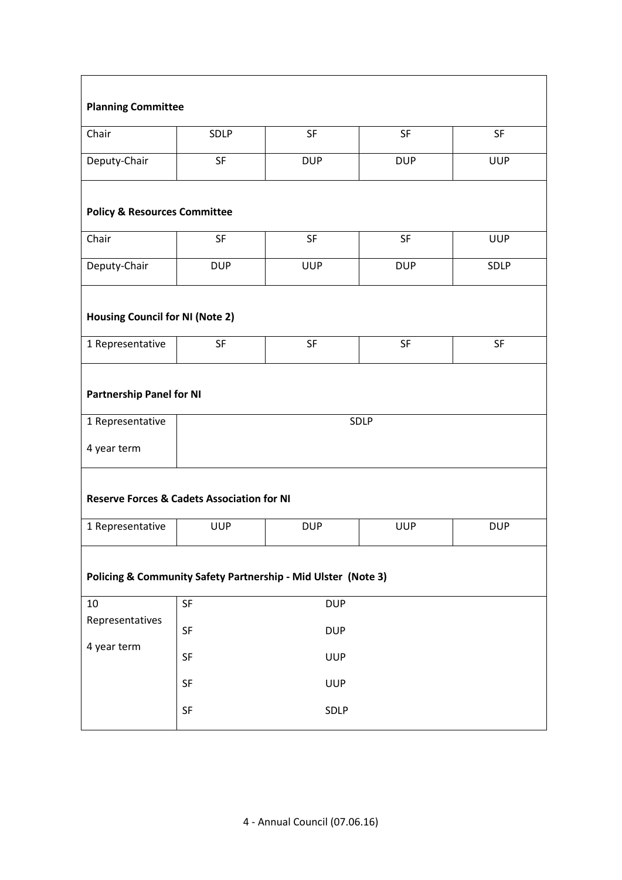| | | | | |
|---|---|---|---|---|
| **Planning Committee** | | | | |
| Chair | SDLP | SF | SF | SF |
| Deputy-Chair | SF | DUP | DUP | UUP |
| **Policy & Resources Committee** | | | | |
| Chair | SF | SF | SF | UUP |
| Deputy-Chair | DUP | UUP | DUP | SDLP |
| **Housing Council for NI (Note 2)** | | | | |
| 1 Representative | SF | SF | SF | SF |
| **Partnership Panel for NI** | | | | |
| 1 Representative<br>4 year term | SDLP | | | |
| **Reserve Forces & Cadets Association for NI** | | | | |
| 1 Representative | UUP | DUP | UUP | DUP |
| **Policing & Community Safety Partnership - Mid Ulster (Note 3)** | | | | |
| 10 Representatives<br>4 year term | SF<br>SF<br>SF<br>SF<br>SF | DUP<br>DUP<br>UUP<br>UUP<br>SDLP | | |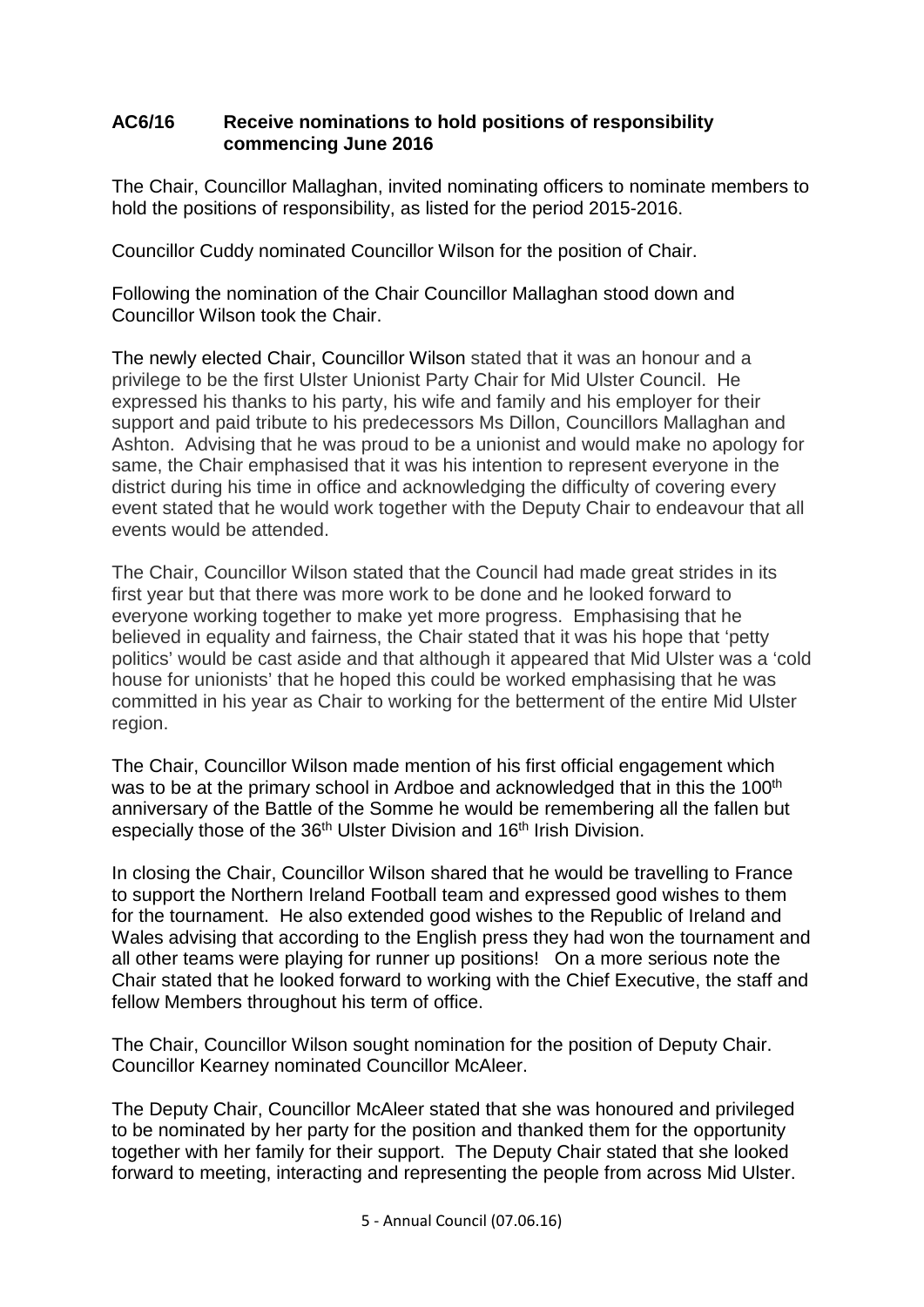**AC6/16 Receive nominations to hold positions of responsibility commencing June 2016**

The Chair, Councillor Mallaghan, invited nominating officers to nominate members to hold the positions of responsibility, as listed for the period 2015-2016.

Councillor Cuddy nominated Councillor Wilson for the position of Chair.

Following the nomination of the Chair Councillor Mallaghan stood down and Councillor Wilson took the Chair.

The newly elected Chair, Councillor Wilson stated that it was an honour and a privilege to be the first Ulster Unionist Party Chair for Mid Ulster Council. He expressed his thanks to his party, his wife and family and his employer for their support and paid tribute to his predecessors Ms Dillon, Councillors Mallaghan and Ashton. Advising that he was proud to be a unionist and would make no apology for same, the Chair emphasised that it was his intention to represent everyone in the district during his time in office and acknowledging the difficulty of covering every event stated that he would work together with the Deputy Chair to endeavour that all events would be attended.

The Chair, Councillor Wilson stated that the Council had made great strides in its first year but that there was more work to be done and he looked forward to everyone working together to make yet more progress. Emphasising that he believed in equality and fairness, the Chair stated that it was his hope that 'petty politics' would be cast aside and that although it appeared that Mid Ulster was a 'cold house for unionists' that he hoped this could be worked emphasising that he was committed in his year as Chair to working for the betterment of the entire Mid Ulster region.

The Chair, Councillor Wilson made mention of his first official engagement which was to be at the primary school in Ardboe and acknowledged that in this the 100th anniversary of the Battle of the Somme he would be remembering all the fallen but especially those of the 36th Ulster Division and 16th Irish Division.

In closing the Chair, Councillor Wilson shared that he would be travelling to France to support the Northern Ireland Football team and expressed good wishes to them for the tournament. He also extended good wishes to the Republic of Ireland and Wales advising that according to the English press they had won the tournament and all other teams were playing for runner up positions! On a more serious note the Chair stated that he looked forward to working with the Chief Executive, the staff and fellow Members throughout his term of office.

The Chair, Councillor Wilson sought nomination for the position of Deputy Chair. Councillor Kearney nominated Councillor McAleer.

The Deputy Chair, Councillor McAleer stated that she was honoured and privileged to be nominated by her party for the position and thanked them for the opportunity together with her family for their support. The Deputy Chair stated that she looked forward to meeting, interacting and representing the people from across Mid Ulster.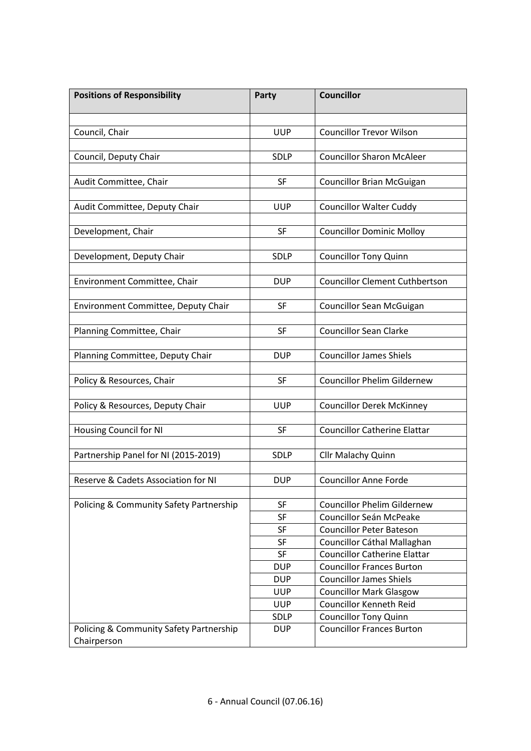| Positions of Responsibility | Party | Councillor |
|---|---|---|
| | | |
| Council, Chair | UUP | Councillor Trevor Wilson |
| | | |
| Council, Deputy Chair | SDLP | Councillor Sharon McAleer |
| | | |
| Audit Committee, Chair | SF | Councillor Brian McGuigan |
| | | |
| Audit Committee, Deputy Chair | UUP | Councillor Walter Cuddy |
| | | |
| Development, Chair | SF | Councillor Dominic Molloy |
| | | |
| Development, Deputy Chair | SDLP | Councillor Tony Quinn |
| | | |
| Environment Committee, Chair | DUP | Councillor Clement Cuthbertson |
| | | |
| Environment Committee, Deputy Chair | SF | Councillor Sean McGuigan |
| | | |
| Planning Committee, Chair | SF | Councillor Sean Clarke |
| | | |
| Planning Committee, Deputy Chair | DUP | Councillor James Shiels |
| | | |
| Policy & Resources, Chair | SF | Councillor Phelim Gildernew |
| | | |
| Policy & Resources, Deputy Chair | UUP | Councillor Derek McKinney |
| | | |
| Housing Council for NI | SF | Councillor Catherine Elattar |
| | | |
| Partnership Panel for NI (2015-2019) | SDLP | Cllr Malachy Quinn |
| | | |
| Reserve & Cadets Association for NI | DUP | Councillor Anne Forde |
| | | |
| Policing & Community Safety Partnership | SF | Councillor Phelim Gildernew |
| | SF | Councillor Seán McPeake |
| | SF | Councillor Peter Bateson |
| | SF | Councillor Cáthal Mallaghan |
| | SF | Councillor Catherine Elattar |
| | DUP | Councillor Frances Burton |
| | DUP | Councillor James Shiels |
| | UUP | Councillor Mark Glasgow |
| | UUP | Councillor Kenneth Reid |
| | SDLP | Councillor Tony Quinn |
| Policing & Community Safety Partnership Chairperson | DUP | Councillor Frances Burton |

6 - Annual Council (07.06.16)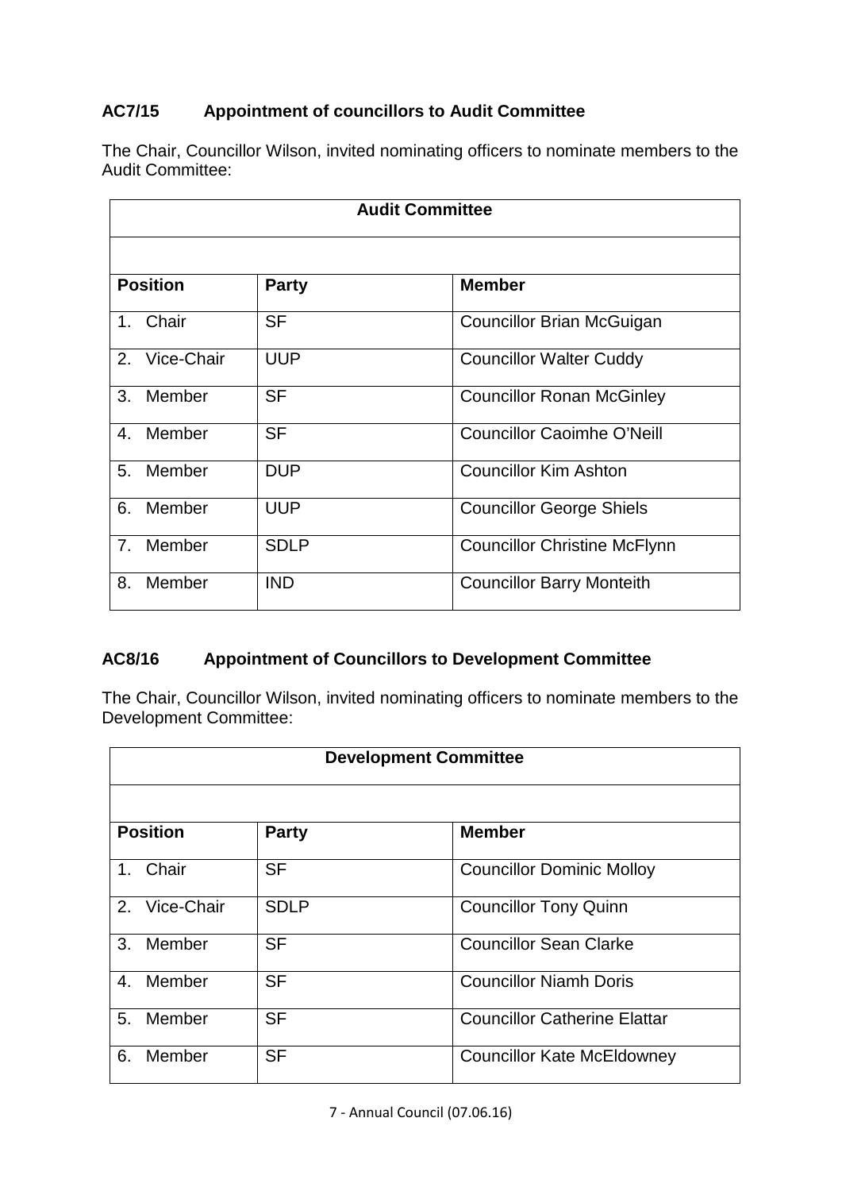### AC7/15 Appointment of councillors to Audit Committee

The Chair, Councillor Wilson, invited nominating officers to nominate members to the Audit Committee:

| Audit Committee | | |
|---|---|---|
| | | |
| **Position** | **Party** | **Member** |
| 1. Chair | SF | Councillor Brian McGuigan |
| 2. Vice-Chair | UUP | Councillor Walter Cuddy |
| 3. Member | SF | Councillor Ronan McGinley |
| 4. Member | SF | Councillor Caoimhe O'Neill |
| 5. Member | DUP | Councillor Kim Ashton |
| 6. Member | UUP | Councillor George Shiels |
| 7. Member | SDLP | Councillor Christine McFlynn |
| 8. Member | IND | Councillor Barry Monteith |

### AC8/16 Appointment of Councillors to Development Committee

The Chair, Councillor Wilson, invited nominating officers to nominate members to the Development Committee:

| Development Committee | | |
|---|---|---|
| | | |
| **Position** | **Party** | **Member** |
| 1. Chair | SF | Councillor Dominic Molloy |
| 2. Vice-Chair | SDLP | Councillor Tony Quinn |
| 3. Member | SF | Councillor Sean Clarke |
| 4. Member | SF | Councillor Niamh Doris |
| 5. Member | SF | Councillor Catherine Elattar |
| 6. Member | SF | Councillor Kate McEldowney |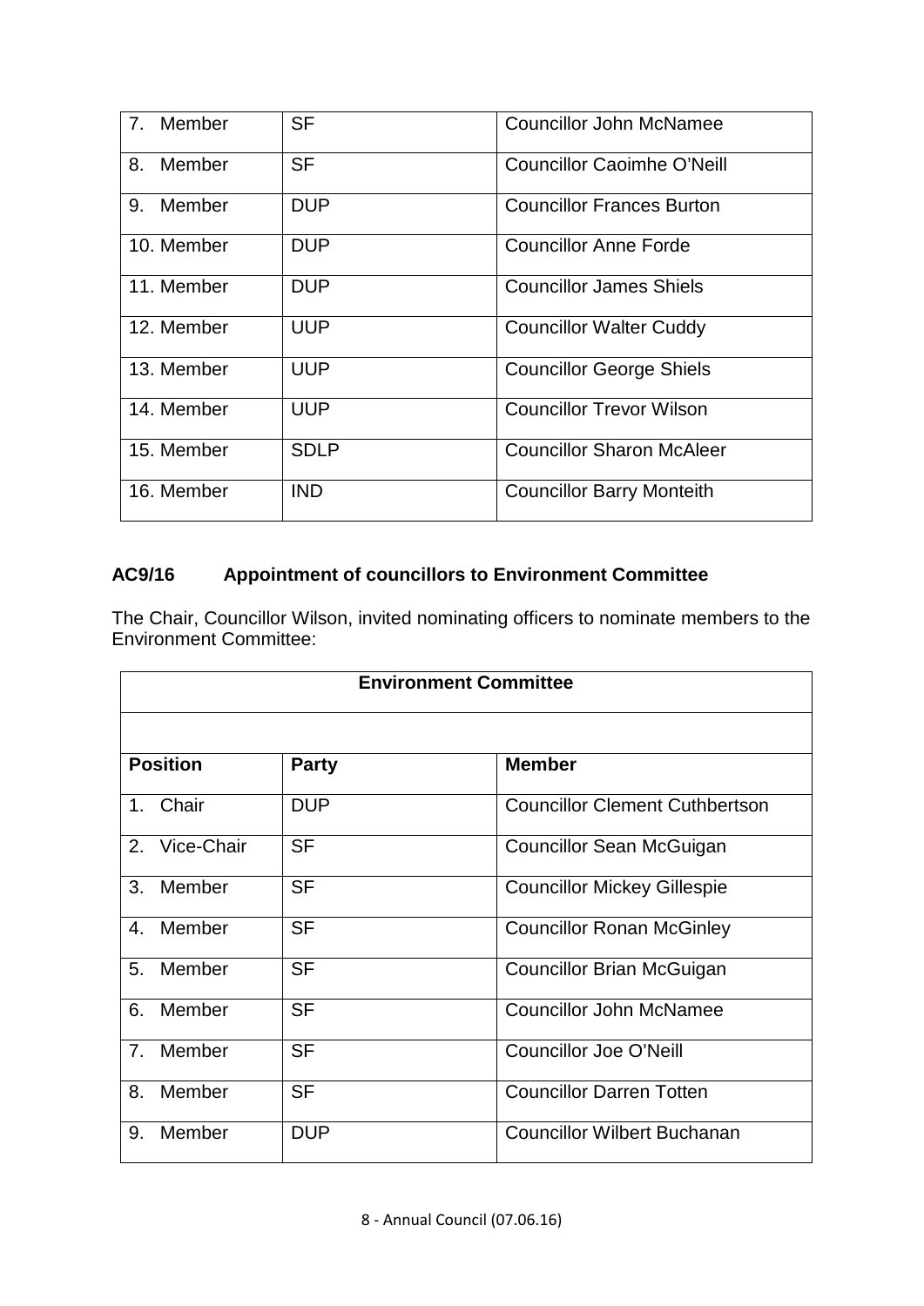| | | |
|---|---|---|
| 7. Member | SF | Councillor John McNamee |
| 8. Member | SF | Councillor Caoimhe O'Neill |
| 9. Member | DUP | Councillor Frances Burton |
| 10. Member | DUP | Councillor Anne Forde |
| 11. Member | DUP | Councillor James Shiels |
| 12. Member | UUP | Councillor Walter Cuddy |
| 13. Member | UUP | Councillor George Shiels |
| 14. Member | UUP | Councillor Trevor Wilson |
| 15. Member | SDLP | Councillor Sharon McAleer |
| 16. Member | IND | Councillor Barry Monteith |

**AC9/16 Appointment of councillors to Environment Committee**

The Chair, Councillor Wilson, invited nominating officers to nominate members to the Environment Committee:

| **Environment Committee** | | |
|---|---|---|
| | | |
| **Position** | **Party** | **Member** |
| 1. Chair | DUP | Councillor Clement Cuthbertson |
| 2. Vice-Chair | SF | Councillor Sean McGuigan |
| 3. Member | SF | Councillor Mickey Gillespie |
| 4. Member | SF | Councillor Ronan McGinley |
| 5. Member | SF | Councillor Brian McGuigan |
| 6. Member | SF | Councillor John McNamee |
| 7. Member | SF | Councillor Joe O'Neill |
| 8. Member | SF | Councillor Darren Totten |
| 9. Member | DUP | Councillor Wilbert Buchanan |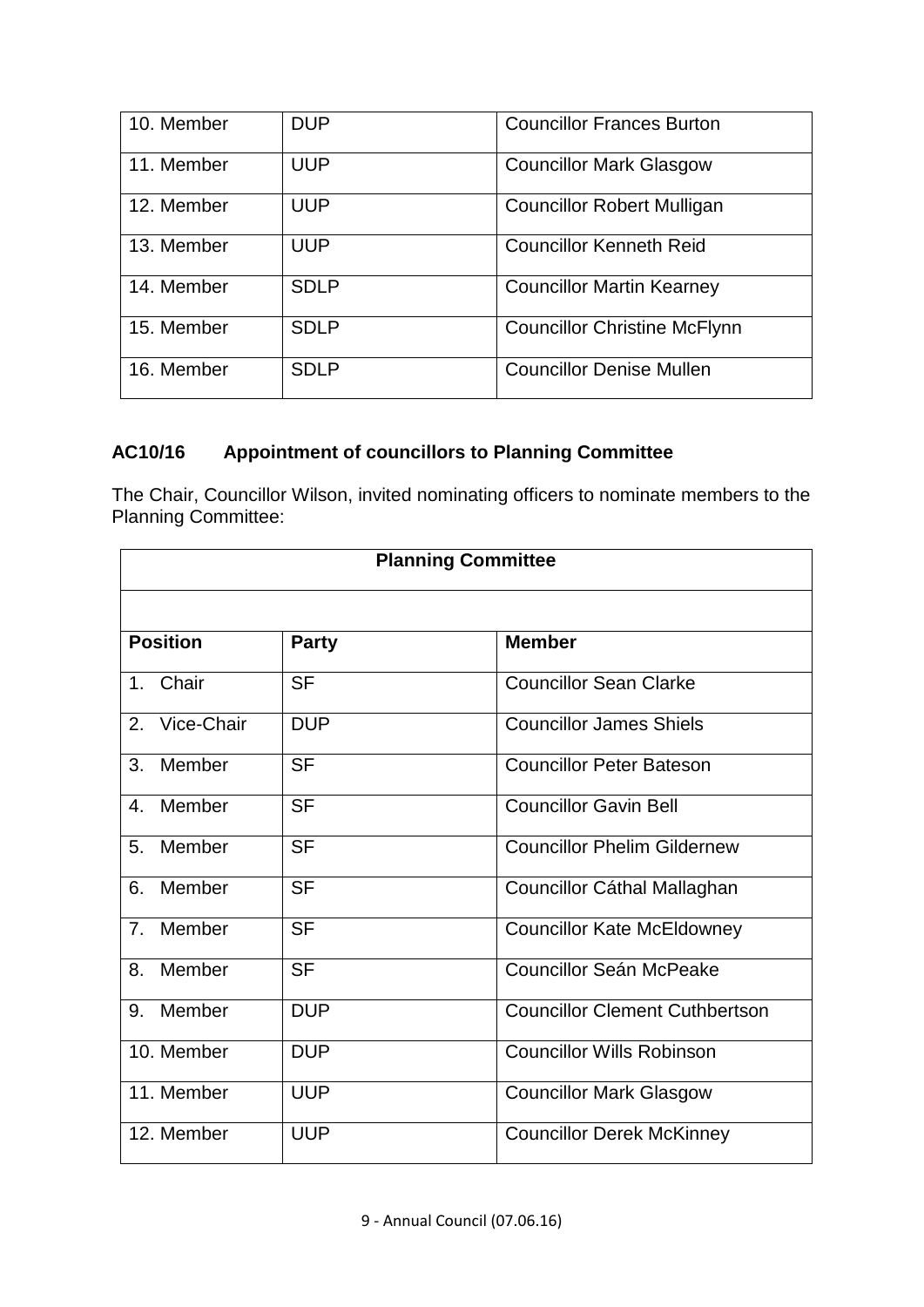| | | |
|---|---|---|
| 10. Member | DUP | Councillor Frances Burton |
| 11. Member | UUP | Councillor Mark Glasgow |
| 12. Member | UUP | Councillor Robert Mulligan |
| 13. Member | UUP | Councillor Kenneth Reid |
| 14. Member | SDLP | Councillor Martin Kearney |
| 15. Member | SDLP | Councillor Christine McFlynn |
| 16. Member | SDLP | Councillor Denise Mullen |

**AC10/16 Appointment of councillors to Planning Committee**

The Chair, Councillor Wilson, invited nominating officers to nominate members to the Planning Committee:

| **Planning Committee** | | |
|---|---|---|
| | | |
| **Position** | **Party** | **Member** |
| 1. Chair | SF | Councillor Sean Clarke |
| 2. Vice-Chair | DUP | Councillor James Shiels |
| 3. Member | SF | Councillor Peter Bateson |
| 4. Member | SF | Councillor Gavin Bell |
| 5. Member | SF | Councillor Phelim Gildernew |
| 6. Member | SF | Councillor Cáthal Mallaghan |
| 7. Member | SF | Councillor Kate McEldowney |
| 8. Member | SF | Councillor Seán McPeake |
| 9. Member | DUP | Councillor Clement Cuthbertson |
| 10. Member | DUP | Councillor Wills Robinson |
| 11. Member | UUP | Councillor Mark Glasgow |
| 12. Member | UUP | Councillor Derek McKinney |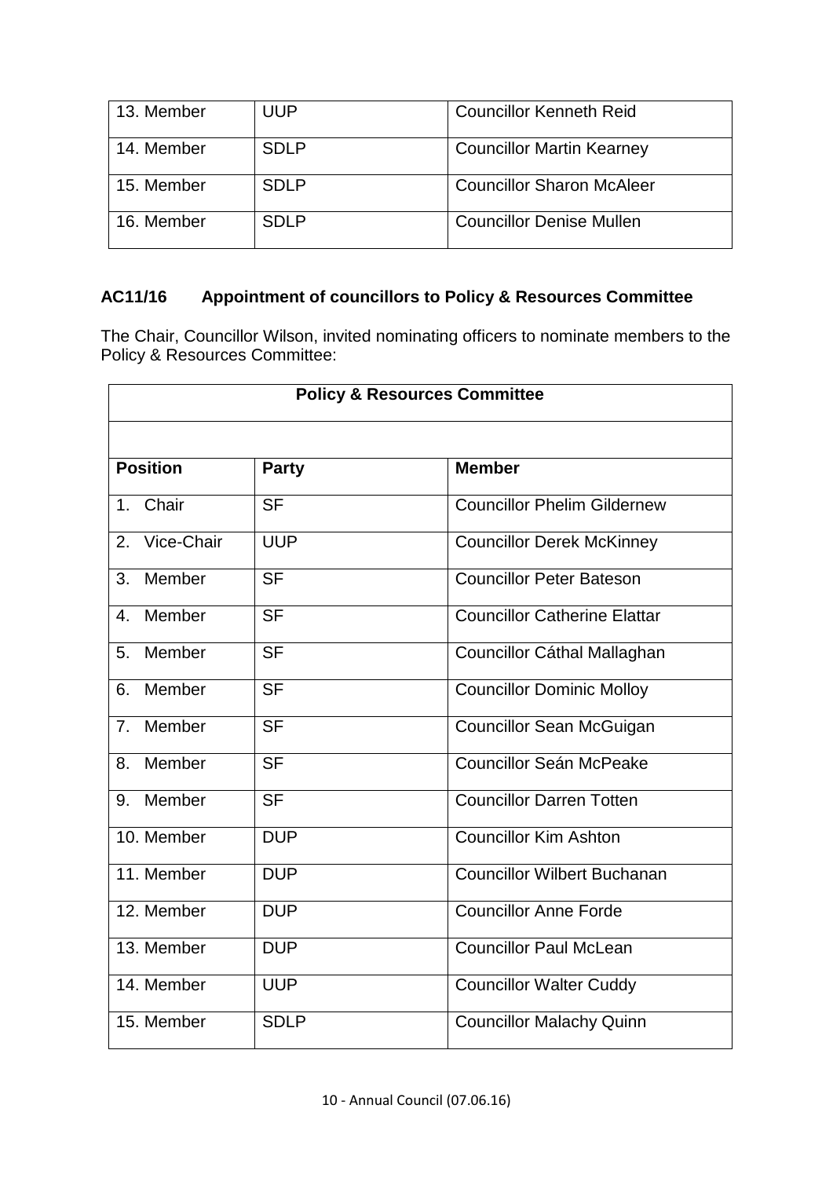| | | |
|---|---|---|
| 13. Member | UUP | Councillor Kenneth Reid |
| 14. Member | SDLP | Councillor Martin Kearney |
| 15. Member | SDLP | Councillor Sharon McAleer |
| 16. Member | SDLP | Councillor Denise Mullen |

**AC11/16 Appointment of councillors to Policy & Resources Committee**

The Chair, Councillor Wilson, invited nominating officers to nominate members to the Policy & Resources Committee:

| **Policy & Resources Committee** | | |
|---|---|---|
| | | |
| **Position** | **Party** | **Member** |
| 1. Chair | SF | Councillor Phelim Gildernew |
| 2. Vice-Chair | UUP | Councillor Derek McKinney |
| 3. Member | SF | Councillor Peter Bateson |
| 4. Member | SF | Councillor Catherine Elattar |
| 5. Member | SF | Councillor Cáthal Mallaghan |
| 6. Member | SF | Councillor Dominic Molloy |
| 7. Member | SF | Councillor Sean McGuigan |
| 8. Member | SF | Councillor Seán McPeake |
| 9. Member | SF | Councillor Darren Totten |
| 10. Member | DUP | Councillor Kim Ashton |
| 11. Member | DUP | Councillor Wilbert Buchanan |
| 12. Member | DUP | Councillor Anne Forde |
| 13. Member | DUP | Councillor Paul McLean |
| 14. Member | UUP | Councillor Walter Cuddy |
| 15. Member | SDLP | Councillor Malachy Quinn |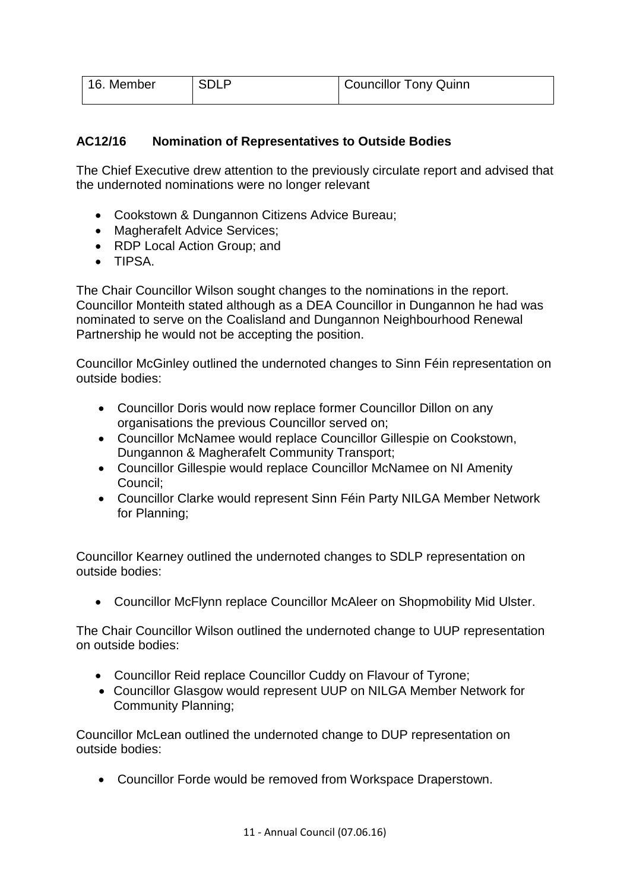| | | |
|---|---|---|
| 16. Member | SDLP | Councillor Tony Quinn |

**AC12/16 Nomination of Representatives to Outside Bodies**

The Chief Executive drew attention to the previously circulate report and advised that the undernoted nominations were no longer relevant

- Cookstown & Dungannon Citizens Advice Bureau;
- Magherafelt Advice Services;
- RDP Local Action Group; and
- TIPSA.

The Chair Councillor Wilson sought changes to the nominations in the report. Councillor Monteith stated although as a DEA Councillor in Dungannon he had was nominated to serve on the Coalisland and Dungannon Neighbourhood Renewal Partnership he would not be accepting the position.

Councillor McGinley outlined the undernoted changes to Sinn Féin representation on outside bodies:

- Councillor Doris would now replace former Councillor Dillon on any organisations the previous Councillor served on;
- Councillor McNamee would replace Councillor Gillespie on Cookstown, Dungannon & Magherafelt Community Transport;
- Councillor Gillespie would replace Councillor McNamee on NI Amenity Council;
- Councillor Clarke would represent Sinn Féin Party NILGA Member Network for Planning;

Councillor Kearney outlined the undernoted changes to SDLP representation on outside bodies:

- Councillor McFlynn replace Councillor McAleer on Shopmobility Mid Ulster.

The Chair Councillor Wilson outlined the undernoted change to UUP representation on outside bodies:

- Councillor Reid replace Councillor Cuddy on Flavour of Tyrone;
- Councillor Glasgow would represent UUP on NILGA Member Network for Community Planning;

Councillor McLean outlined the undernoted change to DUP representation on outside bodies:

- Councillor Forde would be removed from Workspace Draperstown.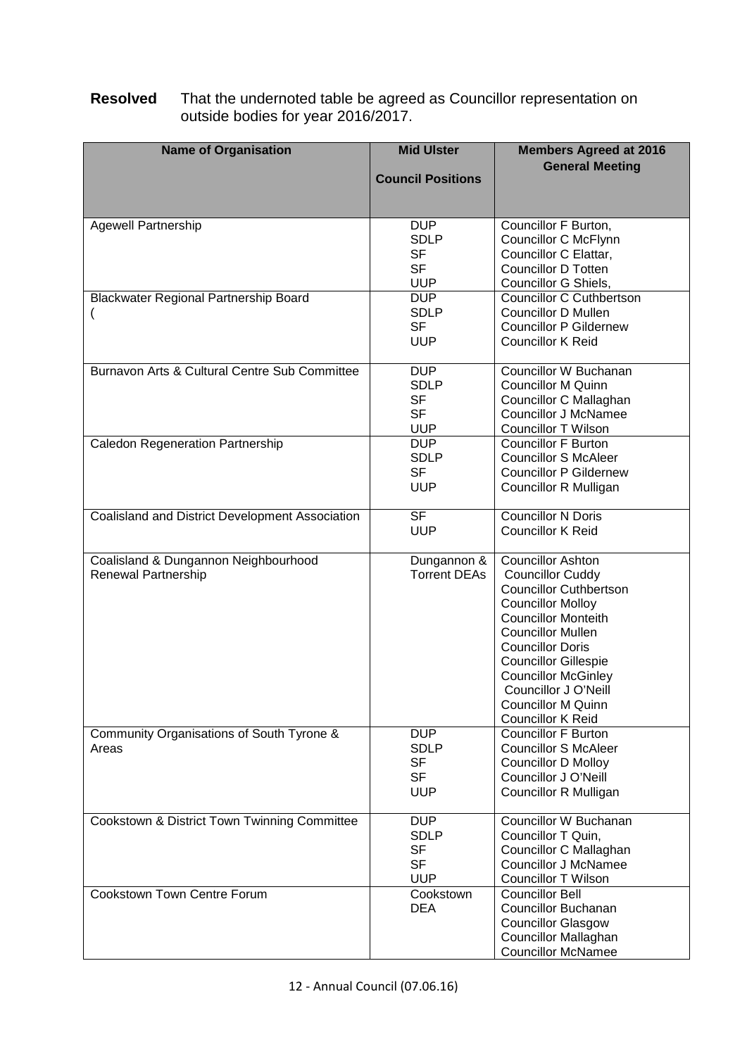**Resolved** That the undernoted table be agreed as Councillor representation on outside bodies for year 2016/2017.

| Name of Organisation | Mid Ulster Council Positions | Members Agreed at 2016 General Meeting |
|---|---|---|
| Agewell Partnership | DUP<br>SDLP<br>SF<br>SF<br>UUP | Councillor F Burton,<br>Councillor C McFlynn<br>Councillor C Elattar,<br>Councillor D Totten<br>Councillor G Shiels, |
| Blackwater Regional Partnership Board<br>( | DUP<br>SDLP<br>SF<br>UUP | Councillor C Cuthbertson<br>Councillor D Mullen<br>Councillor P Gildernew<br>Councillor K Reid |
| Burnavon Arts & Cultural Centre Sub Committee | DUP<br>SDLP<br>SF<br>SF<br>UUP | Councillor W Buchanan<br>Councillor M Quinn<br>Councillor C Mallaghan<br>Councillor J McNamee<br>Councillor T Wilson |
| Caledon Regeneration Partnership | DUP<br>SDLP<br>SF<br>UUP | Councillor F Burton<br>Councillor S McAleer<br>Councillor P Gildernew<br>Councillor R Mulligan |
| Coalisland and District Development Association | SF<br>UUP | Councillor N Doris<br>Councillor K Reid |
| Coalisland & Dungannon Neighbourhood Renewal Partnership | Dungannon & Torrent DEAs | Councillor Ashton<br>Councillor Cuddy<br>Councillor Cuthbertson<br>Councillor Molloy<br>Councillor Monteith<br>Councillor Mullen<br>Councillor Doris<br>Councillor Gillespie<br>Councillor McGinley<br>Councillor J O'Neill<br>Councillor M Quinn<br>Councillor K Reid |
| Community Organisations of South Tyrone & Areas | DUP<br>SDLP<br>SF<br>SF<br>UUP | Councillor F Burton<br>Councillor S McAleer<br>Councillor D Molloy<br>Councillor J O'Neill<br>Councillor R Mulligan |
| Cookstown & District Town Twinning Committee | DUP<br>SDLP<br>SF<br>SF<br>UUP | Councillor W Buchanan<br>Councillor T Quin,<br>Councillor C Mallaghan<br>Councillor J McNamee<br>Councillor T Wilson |
| Cookstown Town Centre Forum | Cookstown DEA | Councillor Bell<br>Councillor Buchanan<br>Councillor Glasgow<br>Councillor Mallaghan<br>Councillor McNamee |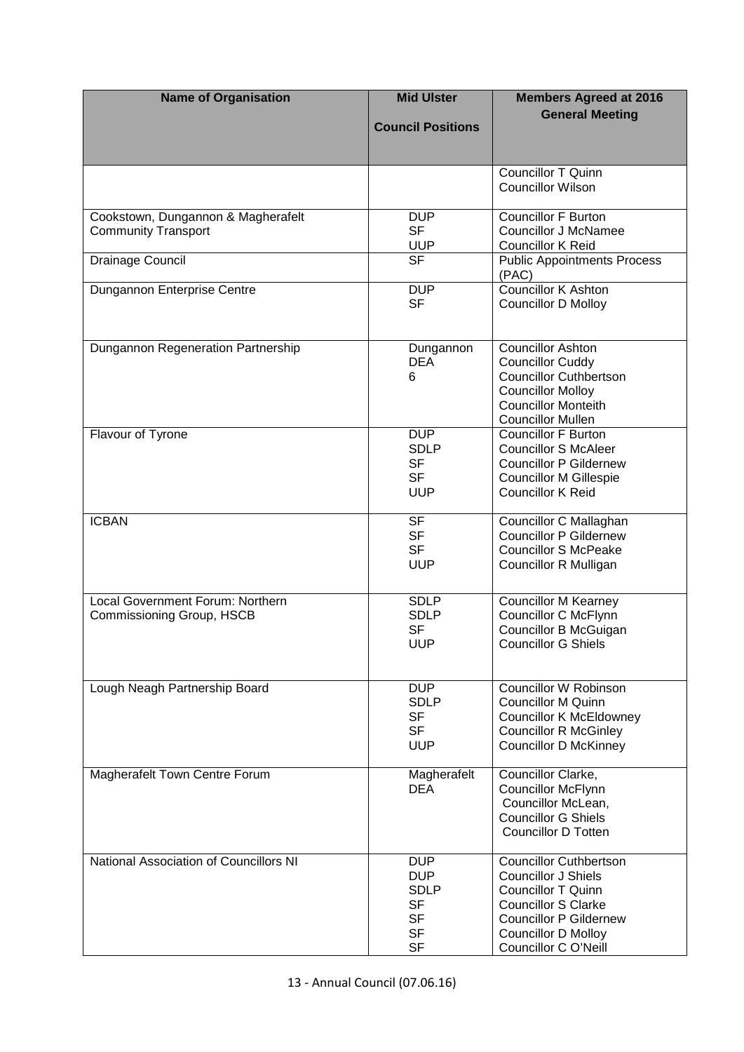| Name of Organisation | Mid Ulster Council Positions | Members Agreed at 2016 General Meeting |
|---|---|---|
| | | Councillor T Quinn<br>Councillor Wilson |
| Cookstown, Dungannon & Magherafelt Community Transport | DUP<br>SF<br>UUP | Councillor F Burton<br>Councillor J McNamee<br>Councillor K Reid |
| Drainage Council | SF | Public Appointments Process (PAC) |
| Dungannon Enterprise Centre | DUP<br>SF | Councillor K Ashton<br>Councillor D Molloy |
| Dungannon Regeneration Partnership | Dungannon DEA<br>6 | Councillor Ashton<br>Councillor Cuddy<br>Councillor Cuthbertson<br>Councillor Molloy<br>Councillor Monteith<br>Councillor Mullen |
| Flavour of Tyrone | DUP<br>SDLP<br>SF<br>SF<br>UUP | Councillor F Burton<br>Councillor S McAleer<br>Councillor P Gildernew<br>Councillor M Gillespie<br>Councillor K Reid |
| ICBAN | SF<br>SF<br>SF<br>UUP | Councillor C Mallaghan<br>Councillor P Gildernew<br>Councillor S McPeake<br>Councillor R Mulligan |
| Local Government Forum: Northern Commissioning Group, HSCB | SDLP<br>SDLP<br>SF<br>UUP | Councillor M Kearney<br>Councillor C McFlynn<br>Councillor B McGuigan<br>Councillor G Shiels |
| Lough Neagh Partnership Board | DUP<br>SDLP<br>SF<br>SF<br>UUP | Councillor W Robinson<br>Councillor M Quinn<br>Councillor K McEldowney<br>Councillor R McGinley<br>Councillor D McKinney |
| Magherafelt Town Centre Forum | Magherafelt DEA | Councillor Clarke,<br>Councillor McFlynn<br>Councillor McLean,<br>Councillor G Shiels<br>Councillor D Totten |
| National Association of Councillors NI | DUP<br>DUP<br>SDLP<br>SF<br>SF<br>SF<br>SF | Councillor Cuthbertson<br>Councillor J Shiels<br>Councillor T Quinn<br>Councillor S Clarke<br>Councillor P Gildernew<br>Councillor D Molloy<br>Councillor C O'Neill |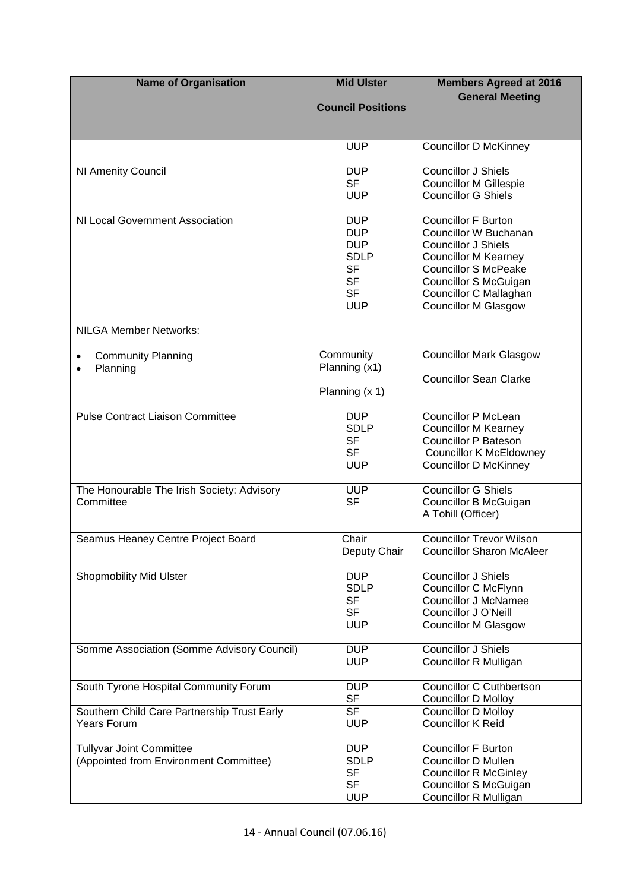| Name of Organisation | Mid Ulster Council Positions | Members Agreed at 2016 General Meeting |
|---|---|---|
| | UUP | Councillor D McKinney |
| NI Amenity Council | DUP<br>SF<br>UUP | Councillor J Shiels<br>Councillor M Gillespie<br>Councillor G Shiels |
| NI Local Government Association | DUP<br>DUP<br>DUP<br>SDLP<br>SF<br>SF<br>SF<br>UUP | Councillor F Burton<br>Councillor W Buchanan<br>Councillor J Shiels<br>Councillor M Kearney<br>Councillor S McPeake<br>Councillor S McGuigan<br>Councillor C Mallaghan<br>Councillor M Glasgow |
| NILGA Member Networks:<br>• Community Planning<br>• Planning | Community Planning (x1)<br>Planning (x 1) | Councillor Mark Glasgow<br>Councillor Sean Clarke |
| Pulse Contract Liaison Committee | DUP<br>SDLP<br>SF<br>SF<br>UUP | Councillor P McLean<br>Councillor M Kearney<br>Councillor P Bateson<br>Councillor K McEldowney<br>Councillor D McKinney |
| The Honourable The Irish Society: Advisory Committee | UUP<br>SF | Councillor G Shiels<br>Councillor B McGuigan<br>A Tohill (Officer) |
| Seamus Heaney Centre Project Board | Chair<br>Deputy Chair | Councillor Trevor Wilson<br>Councillor Sharon McAleer |
| Shopmobility Mid Ulster | DUP<br>SDLP<br>SF<br>SF<br>UUP | Councillor J Shiels<br>Councillor C McFlynn<br>Councillor J McNamee<br>Councillor J O'Neill<br>Councillor M Glasgow |
| Somme Association (Somme Advisory Council) | DUP<br>UUP | Councillor J Shiels<br>Councillor R Mulligan |
| South Tyrone Hospital Community Forum | DUP<br>SF | Councillor C Cuthbertson<br>Councillor D Molloy |
| Southern Child Care Partnership Trust Early Years Forum | SF<br>UUP | Councillor D Molloy<br>Councillor K Reid |
| Tullyvar Joint Committee (Appointed from Environment Committee) | DUP<br>SDLP<br>SF<br>SF<br>UUP | Councillor F Burton<br>Councillor D Mullen<br>Councillor R McGinley<br>Councillor S McGuigan<br>Councillor R Mulligan |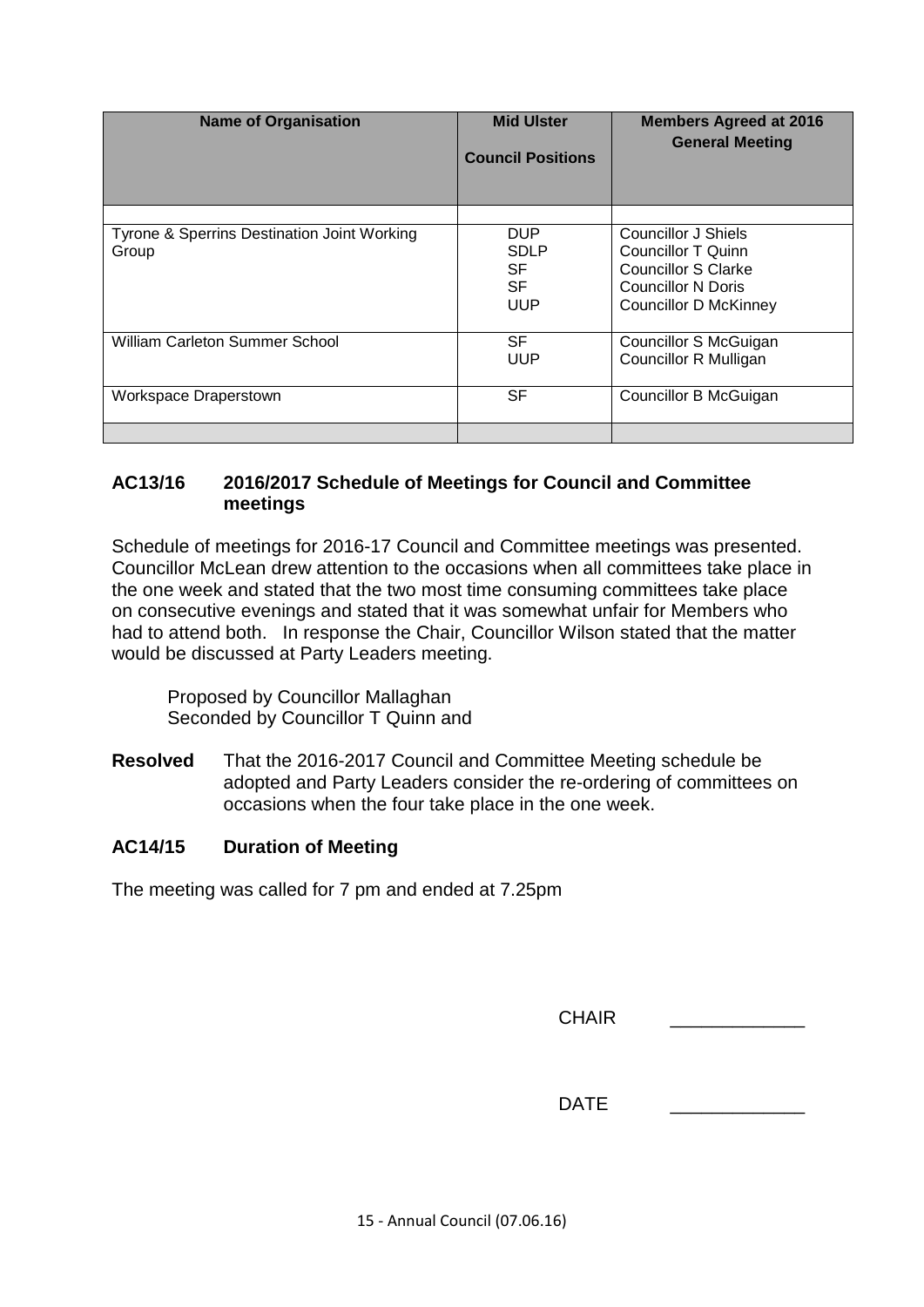| Name of Organisation | Mid Ulster Council Positions | Members Agreed at 2016 General Meeting |
|---|---|---|
| | | |
| Tyrone & Sperrins Destination Joint Working Group | DUP<br>SDLP<br>SF<br>SF<br>UUP | Councillor J Shiels<br>Councillor T Quinn<br>Councillor S Clarke<br>Councillor N Doris<br>Councillor D McKinney |
| William Carleton Summer School | SF<br>UUP | Councillor S McGuigan<br>Councillor R Mulligan |
| Workspace Draperstown | SF | Councillor B McGuigan |
| | | |

### AC13/16 2016/2017 Schedule of Meetings for Council and Committee meetings

Schedule of meetings for 2016-17 Council and Committee meetings was presented. Councillor McLean drew attention to the occasions when all committees take place in the one week and stated that the two most time consuming committees take place on consecutive evenings and stated that it was somewhat unfair for Members who had to attend both. In response the Chair, Councillor Wilson stated that the matter would be discussed at Party Leaders meeting.

Proposed by Councillor Mallaghan
Seconded by Councillor T Quinn and

**Resolved** That the 2016-2017 Council and Committee Meeting schedule be adopted and Party Leaders consider the re-ordering of committees on occasions when the four take place in the one week.

### AC14/15 Duration of Meeting

The meeting was called for 7 pm and ended at 7.25pm

CHAIR _____________

DATE _____________